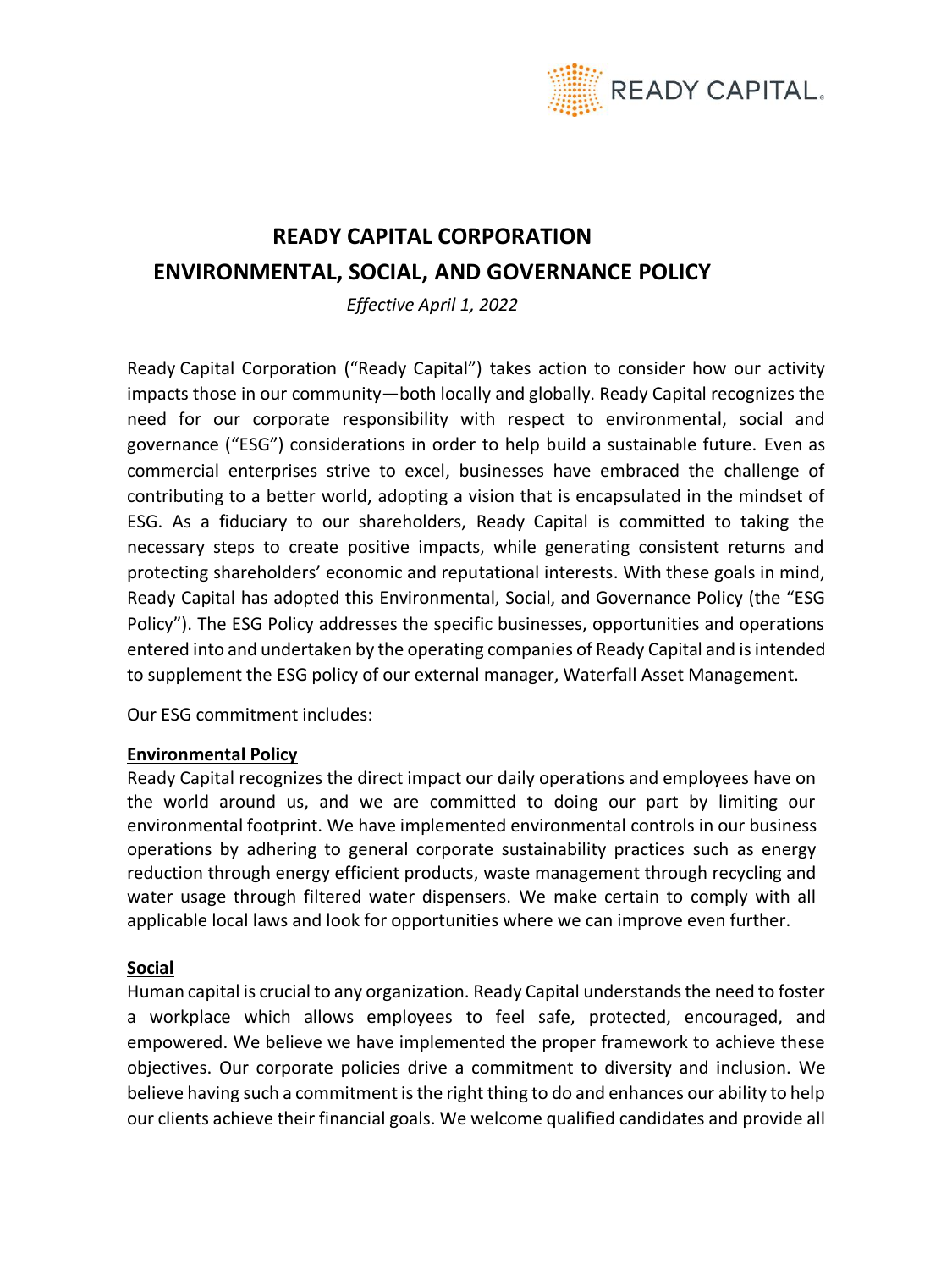# READY CAPITAL CORPORATION
# ENVIRONMENTAL, SOCIAL, AND GOVERNANCE POLICY

*Effective April 1, 2022*

Ready Capital Corporation ("Ready Capital") takes action to consider how our activity impacts those in our community—both locally and globally. Ready Capital recognizes the need for our corporate responsibility with respect to environmental, social and governance ("ESG") considerations in order to help build a sustainable future. Even as commercial enterprises strive to excel, businesses have embraced the challenge of contributing to a better world, adopting a vision that is encapsulated in the mindset of ESG. As a fiduciary to our shareholders, Ready Capital is committed to taking the necessary steps to create positive impacts, while generating consistent returns and protecting shareholders' economic and reputational interests. With these goals in mind, Ready Capital has adopted this Environmental, Social, and Governance Policy (the "ESG Policy"). The ESG Policy addresses the specific businesses, opportunities and operations entered into and undertaken by the operating companies of Ready Capital and is intended to supplement the ESG policy of our external manager, Waterfall Asset Management.

Our ESG commitment includes:

## Environmental Policy

Ready Capital recognizes the direct impact our daily operations and employees have on the world around us, and we are committed to doing our part by limiting our environmental footprint. We have implemented environmental controls in our business operations by adhering to general corporate sustainability practices such as energy reduction through energy efficient products, waste management through recycling and water usage through filtered water dispensers. We make certain to comply with all applicable local laws and look for opportunities where we can improve even further.

## Social

Human capital is crucial to any organization. Ready Capital understands the need to foster a workplace which allows employees to feel safe, protected, encouraged, and empowered. We believe we have implemented the proper framework to achieve these objectives. Our corporate policies drive a commitment to diversity and inclusion. We believe having such a commitment is the right thing to do and enhances our ability to help our clients achieve their financial goals. We welcome qualified candidates and provide all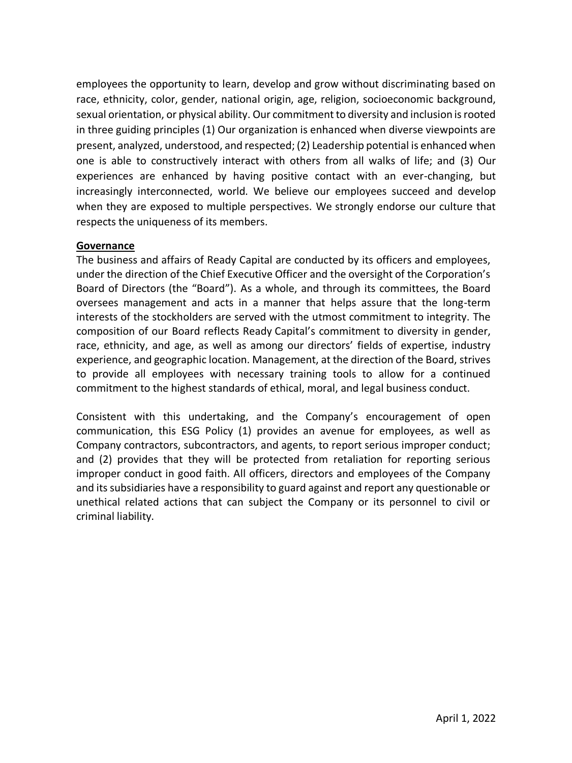employees the opportunity to learn, develop and grow without discriminating based on race, ethnicity, color, gender, national origin, age, religion, socioeconomic background, sexual orientation, or physical ability. Our commitment to diversity and inclusion is rooted in three guiding principles (1) Our organization is enhanced when diverse viewpoints are present, analyzed, understood, and respected; (2) Leadership potential is enhanced when one is able to constructively interact with others from all walks of life; and (3) Our experiences are enhanced by having positive contact with an ever-changing, but increasingly interconnected, world. We believe our employees succeed and develop when they are exposed to multiple perspectives. We strongly endorse our culture that respects the uniqueness of its members.

**Governance**

The business and affairs of Ready Capital are conducted by its officers and employees, under the direction of the Chief Executive Officer and the oversight of the Corporation's Board of Directors (the "Board"). As a whole, and through its committees, the Board oversees management and acts in a manner that helps assure that the long-term interests of the stockholders are served with the utmost commitment to integrity. The composition of our Board reflects Ready Capital's commitment to diversity in gender, race, ethnicity, and age, as well as among our directors' fields of expertise, industry experience, and geographic location. Management, at the direction of the Board, strives to provide all employees with necessary training tools to allow for a continued commitment to the highest standards of ethical, moral, and legal business conduct.

Consistent with this undertaking, and the Company's encouragement of open communication, this ESG Policy (1) provides an avenue for employees, as well as Company contractors, subcontractors, and agents, to report serious improper conduct; and (2) provides that they will be protected from retaliation for reporting serious improper conduct in good faith. All officers, directors and employees of the Company and its subsidiaries have a responsibility to guard against and report any questionable or unethical related actions that can subject the Company or its personnel to civil or criminal liability.

April 1, 2022